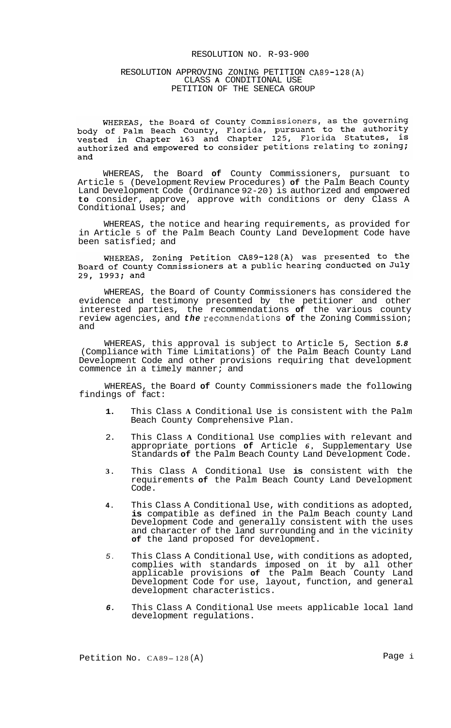RESOLUTION NO. R-93-900

RESOLUTION APPROVING ZONING PETITION CA89-128(A)
CLASS A CONDITIONAL USE
PETITION OF THE SENECA GROUP

WHEREAS, the Board of County Commissioners, as the governing body of Palm Beach County, Florida, pursuant to the authority vested in Chapter 163 and Chapter 125, Florida Statutes, is authorized and empowered to consider petitions relating to zoning; and

WHEREAS, the Board of County Commissioners, pursuant to Article 5 (Development Review Procedures) of the Palm Beach County Land Development Code (Ordinance 92-20) is authorized and empowered to consider, approve, approve with conditions or deny Class A Conditional Uses; and

WHEREAS, the notice and hearing requirements, as provided for in Article 5 of the Palm Beach County Land Development Code have been satisfied; and

WHEREAS, Zoning Petition CA89-128(A) was presented to the Board of County Commissioners at a public hearing conducted on July 29, 1993; and

WHEREAS, the Board of County Commissioners has considered the evidence and testimony presented by the petitioner and other interested parties, the recommendations of the various county review agencies, and the recommendations of the Zoning Commission; and

WHEREAS, this approval is subject to Article 5, Section 5.8 (Compliance with Time Limitations) of the Palm Beach County Land Development Code and other provisions requiring that development commence in a timely manner; and

WHEREAS, the Board of County Commissioners made the following findings of fact:

1. This Class A Conditional Use is consistent with the Palm Beach County Comprehensive Plan.

2. This Class A Conditional Use complies with relevant and appropriate portions of Article 6, Supplementary Use Standards of the Palm Beach County Land Development Code.

3. This Class A Conditional Use is consistent with the requirements of the Palm Beach County Land Development Code.

4. This Class A Conditional Use, with conditions as adopted, is compatible as defined in the Palm Beach county Land Development Code and generally consistent with the uses and character of the land surrounding and in the vicinity of the land proposed for development.

5. This Class A Conditional Use, with conditions as adopted, complies with standards imposed on it by all other applicable provisions of the Palm Beach County Land Development Code for use, layout, function, and general development characteristics.

6. This Class A Conditional Use meets applicable local land development regulations.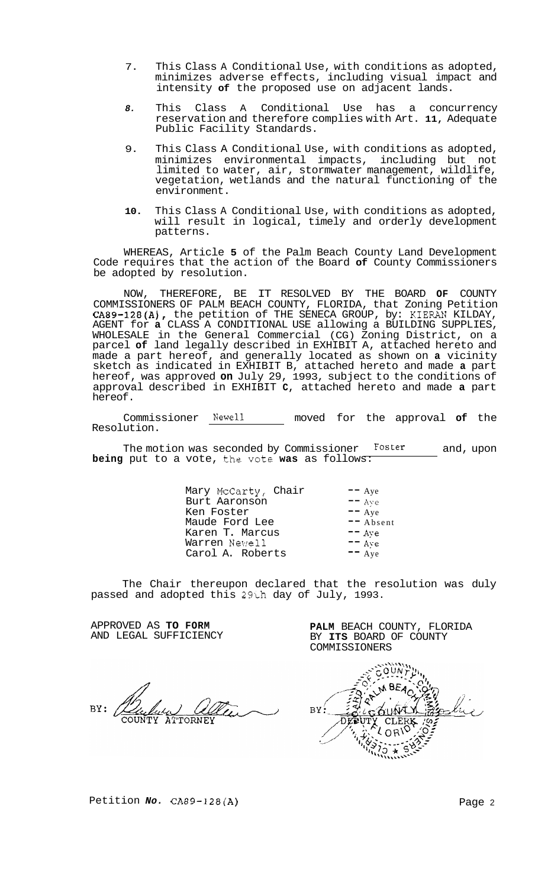7. This Class A Conditional Use, with conditions as adopted, minimizes adverse effects, including visual impact and intensity of the proposed use on adjacent lands.

8. This Class A Conditional Use has a concurrency reservation and therefore complies with Art. 11, Adequate Public Facility Standards.

9. This Class A Conditional Use, with conditions as adopted, minimizes environmental impacts, including but not limited to water, air, stormwater management, wildlife, vegetation, wetlands and the natural functioning of the environment.

10. This Class A Conditional Use, with conditions as adopted, will result in logical, timely and orderly development patterns.

WHEREAS, Article 5 of the Palm Beach County Land Development Code requires that the action of the Board of County Commissioners be adopted by resolution.

NOW, THEREFORE, BE IT RESOLVED BY THE BOARD OF COUNTY COMMISSIONERS OF PALM BEACH COUNTY, FLORIDA, that Zoning Petition CA89-128(A), the petition of THE SENECA GROUP, by: KIERAN KILDAY, AGENT for a CLASS A CONDITIONAL USE allowing a BUILDING SUPPLIES, WHOLESALE in the General Commercial (CG) Zoning District, on a parcel of land legally described in EXHIBIT A, attached hereto and made a part hereof, and generally located as shown on a vicinity sketch as indicated in EXHIBIT B, attached hereto and made a part hereof, was approved on July 29, 1993, subject to the conditions of approval described in EXHIBIT C, attached hereto and made a part hereof.

Commissioner Newell moved for the approval of the Resolution.

The motion was seconded by Commissioner Foster and, upon being put to a vote, the vote was as follows:

| | |
|---|---|
| Mary McCarty, Chair | -- Aye |
| Burt Aaronson | -- Aye |
| Ken Foster | -- Aye |
| Maude Ford Lee | -- Absent |
| Karen T. Marcus | -- Aye |
| Warren Newell | -- Aye |
| Carol A. Roberts | -- Aye |

The Chair thereupon declared that the resolution was duly passed and adopted this 29th day of July, 1993.

APPROVED AS TO FORM AND LEGAL SUFFICIENCY

BY: COUNTY ATTORNEY

PALM BEACH COUNTY, FLORIDA BY ITS BOARD OF COUNTY COMMISSIONERS

BY: DEPUTY CLERK

Petition No. CA89-128(A)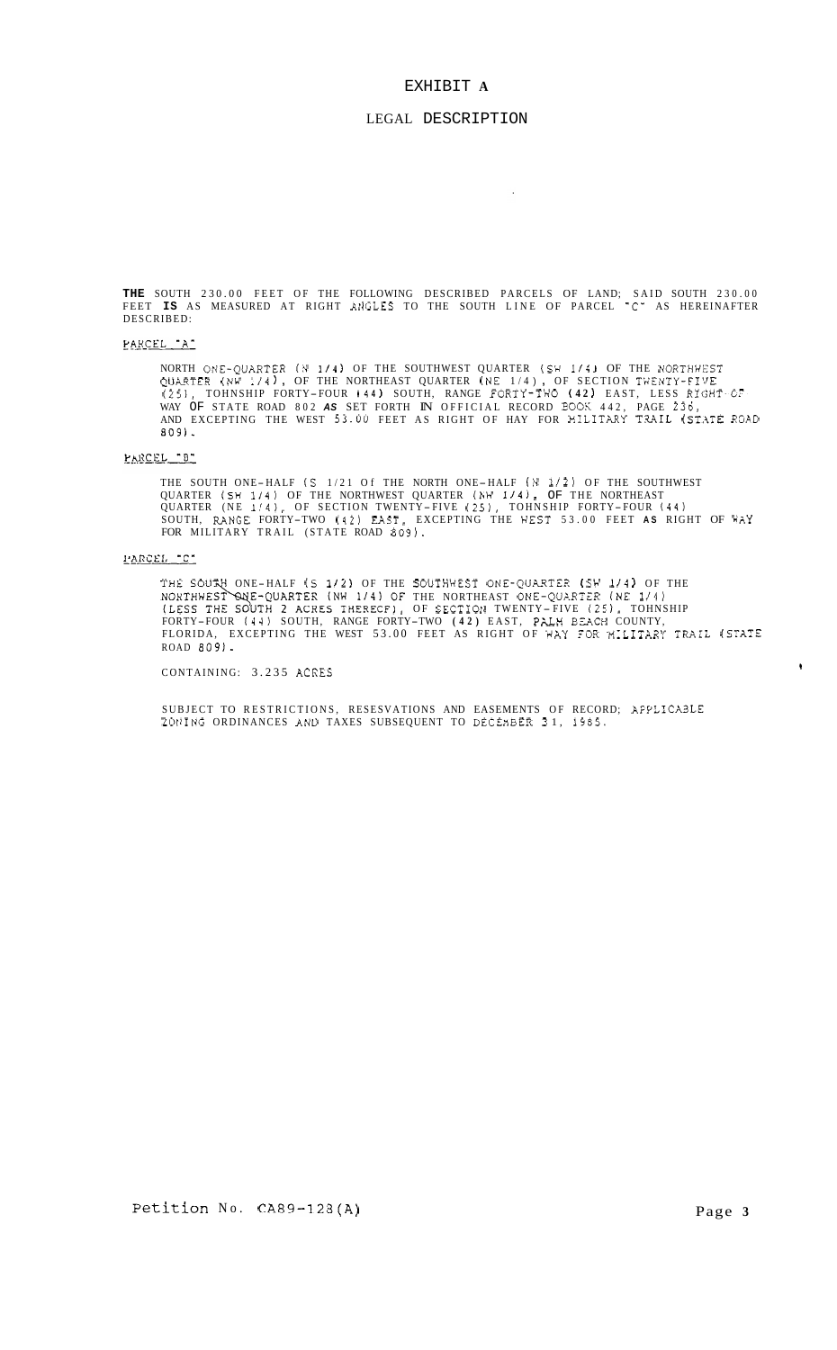# EXHIBIT A

## LEGAL DESCRIPTION

**THE** SOUTH 230.00 FEET OF THE FOLLOWING DESCRIBED PARCELS OF LAND; SAID SOUTH 230.00 FEET **IS** AS MEASURED AT RIGHT ANGLES TO THE SOUTH LINE OF PARCEL "C" AS HEREINAFTER DESCRIBED:

PARCEL "A"

NORTH ONE-QUARTER (N 1/4) OF THE SOUTHWEST QUARTER (SW 1/4) OF THE NORTHWEST QUARTER (NW 1/4), OF THE NORTHEAST QUARTER (NE 1/4), OF SECTION TWENTY-FIVE (25), TOHNSHIP FORTY-FOUR (44) SOUTH, RANGE FORTY-TWO (42) EAST, LESS RIGHT OF WAY OF STATE ROAD 802 AS SET FORTH IN OFFICIAL RECORD BOOK 442, PAGE 236, AND EXCEPTING THE WEST 53.00 FEET AS RIGHT OF HAY FOR MILITARY TRAIL (STATE ROAD 809).

PARCEL "B"

THE SOUTH ONE-HALF (S 1/2) Of THE NORTH ONE-HALF (N 1/2) OF THE SOUTHWEST QUARTER (SW 1/4) OF THE NORTHWEST QUARTER (NW 1/4), OF THE NORTHEAST QUARTER (NE 1/4), OF SECTION TWENTY-FIVE (25), TOHNSHIP FORTY-FOUR (44) SOUTH, RANGE FORTY-TWO (42) EAST, EXCEPTING THE WEST 53.00 FEET AS RIGHT OF WAY FOR MILITARY TRAIL (STATE ROAD 809).

PARCEL "C"

THE SOUTH ONE-HALF (S 1/2) OF THE SOUTHWEST ONE-QUARTER (SW 1/4) OF THE NORTHWEST ONE-QUARTER (NW 1/4) OF THE NORTHEAST ONE-QUARTER (NE 1/4) (LESS THE SOUTH 2 ACRES THEREOF), OF SECTION TWENTY-FIVE (25), TOHNSHIP FORTY-FOUR (44) SOUTH, RANGE FORTY-TWO (42) EAST, PALM BEACH COUNTY, FLORIDA, EXCEPTING THE WEST 53.00 FEET AS RIGHT OF WAY FOR MILITARY TRAIL (STATE ROAD 809).

CONTAINING: 3.235 ACRES

SUBJECT TO RESTRICTIONS, RESESVATIONS AND EASEMENTS OF RECORD; APPLICABLE ZONING ORDINANCES AND TAXES SUBSEQUENT TO DECEMBER 31, 1985.

Petition No. CA89-128(A)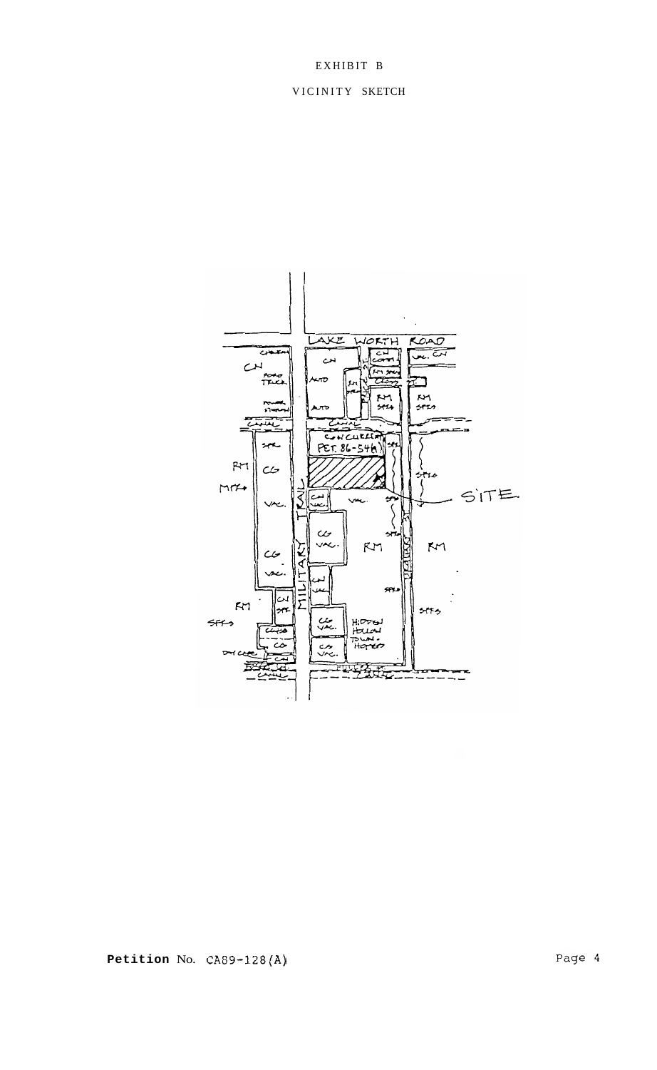EXHIBIT B

VICINITY SKETCH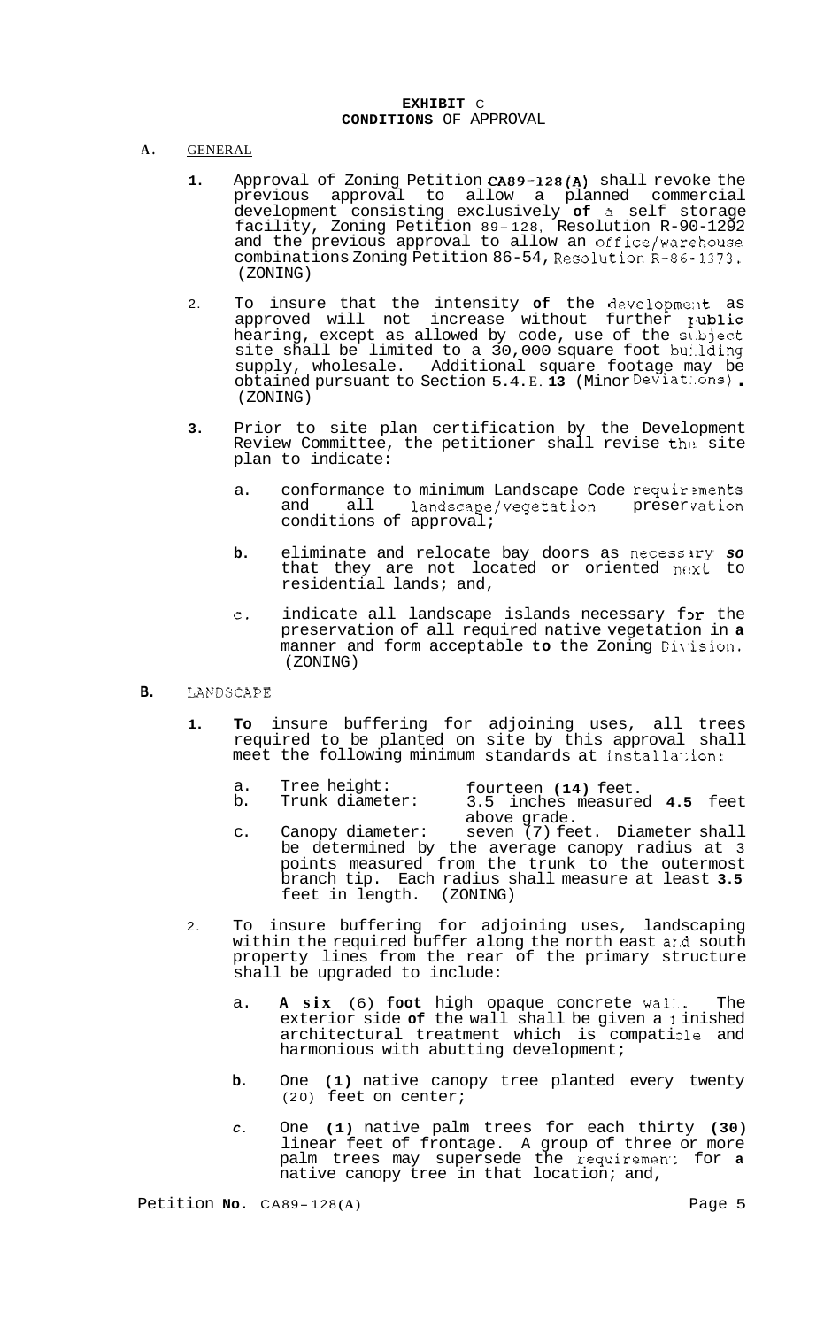**EXHIBIT C**
**CONDITIONS OF APPROVAL**

A. GENERAL

1. Approval of Zoning Petition CA89-128(A) shall revoke the previous approval to allow a planned commercial development consisting exclusively of a self storage facility, Zoning Petition 89-128, Resolution R-90-1292 and the previous approval to allow an office/warehouse combinations Zoning Petition 86-54, Resolution R-86-1373. (ZONING)

2. To insure that the intensity of the development as approved will not increase without further public hearing, except as allowed by code, use of the subject site shall be limited to a 30,000 square foot building supply, wholesale. Additional square footage may be obtained pursuant to Section 5.4.E.13 (Minor Deviations). (ZONING)

3. Prior to site plan certification by the Development Review Committee, the petitioner shall revise the site plan to indicate:

   a. conformance to minimum Landscape Code requirements and all landscape/vegetation preservation conditions of approval;

   b. eliminate and relocate bay doors as necessary so that they are not located or oriented next to residential lands; and,

   c. indicate all landscape islands necessary for the preservation of all required native vegetation in a manner and form acceptable to the Zoning Division. (ZONING)

B. LANDSCAPE

1. To insure buffering for adjoining uses, all trees required to be planted on site by this approval shall meet the following minimum standards at installation:

   a. Tree height: fourteen (14) feet.
   b. Trunk diameter: 3.5 inches measured 4.5 feet above grade.
   c. Canopy diameter: seven (7) feet. Diameter shall be determined by the average canopy radius at 3 points measured from the trunk to the outermost branch tip. Each radius shall measure at least 3.5 feet in length. (ZONING)

2. To insure buffering for adjoining uses, landscaping within the required buffer along the north east and south property lines from the rear of the primary structure shall be upgraded to include:

   a. A six (6) foot high opaque concrete wall. The exterior side of the wall shall be given a finished architectural treatment which is compatible and harmonious with abutting development;

   b. One (1) native canopy tree planted every twenty (20) feet on center;

   c. One (1) native palm trees for each thirty (30) linear feet of frontage. A group of three or more palm trees may supersede the requirement for a native canopy tree in that location; and,

Petition No. CA89-128(A)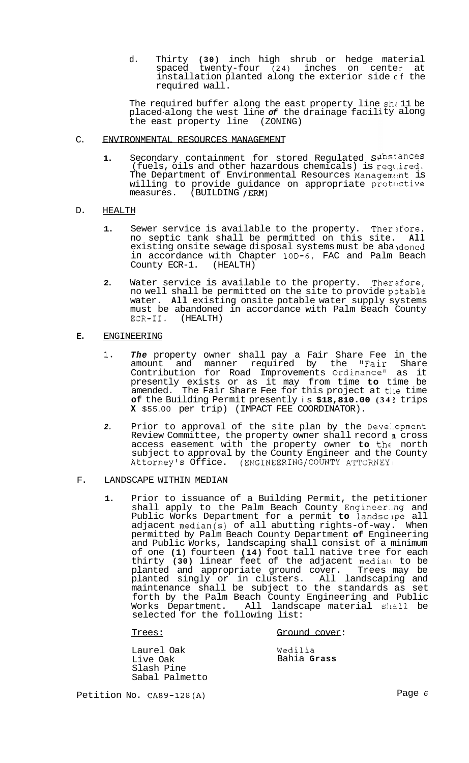d. Thirty **(30)** inch high shrub or hedge material spaced twenty-four (24) inches on center at installation planted along the exterior side of the required wall.

The required buffer along the east property line shall be placed along the west line *of* the drainage facility along the east property line (ZONING)

C. ENVIRONMENTAL RESOURCES MANAGEMENT

1. Secondary containment for stored Regulated Substances (fuels, oils and other hazardous chemicals) is required. The Department of Environmental Resources Management is willing to provide guidance on appropriate protective measures. (BUILDING /ERM)

D. HEALTH

1. Sewer service is available to the property. Therefore, no septic tank shall be permitted on this site. **All** existing onsite sewage disposal systems must be abandoned in accordance with Chapter 10D-6, FAC and Palm Beach County ECR-1. (HEALTH)

2. Water service is available to the property. Therefore, no well shall be permitted on the site to provide potable water. **All** existing onsite potable water supply systems must be abandoned in accordance with Palm Beach County ECR-II. (HEALTH)

**E.** ENGINEERING

1. ***The*** property owner shall pay a Fair Share Fee in the amount and manner required by the "Fair Share Contribution for Road Improvements Ordinance" as it presently exists or as it may from time **to** time be amended. The Fair Share Fee for this project at the time **of** the Building Permit presently is **$18,810.00 (342** trips **X** $55.00 per trip) (IMPACT FEE COORDINATOR).

2. Prior to approval of the site plan by the Development Review Committee, the property owner shall record a cross access easement with the property owner **to** the north subject to approval by the County Engineer and the County Attorney's Office. (ENGINEERING/COUNTY ATTORNEY)

F. LANDSCAPE WITHIN MEDIAN

1. Prior to issuance of a Building Permit, the petitioner shall apply to the Palm Beach County Engineering and Public Works Department for a permit **to** landscape all adjacent median(s) of all abutting rights-of-way. When permitted by Palm Beach County Department **of** Engineering and Public Works, landscaping shall consist of a minimum of one **(1)** fourteen **(14)** foot tall native tree for each thirty **(30)** linear feet of the adjacent median to be planted and appropriate ground cover. Trees may be planted singly or in clusters. All landscaping and maintenance shall be subject to the standards as set forth by the Palm Beach County Engineering and Public Works Department. All landscape material shall be selected for the following list:

| Trees: | Ground cover: |
|---|---|
| Laurel Oak | Wedilia |
| Live Oak | Bahia **Grass** |
| Slash Pine | |
| Sabal Palmetto | |

Petition No. CA89-128(A)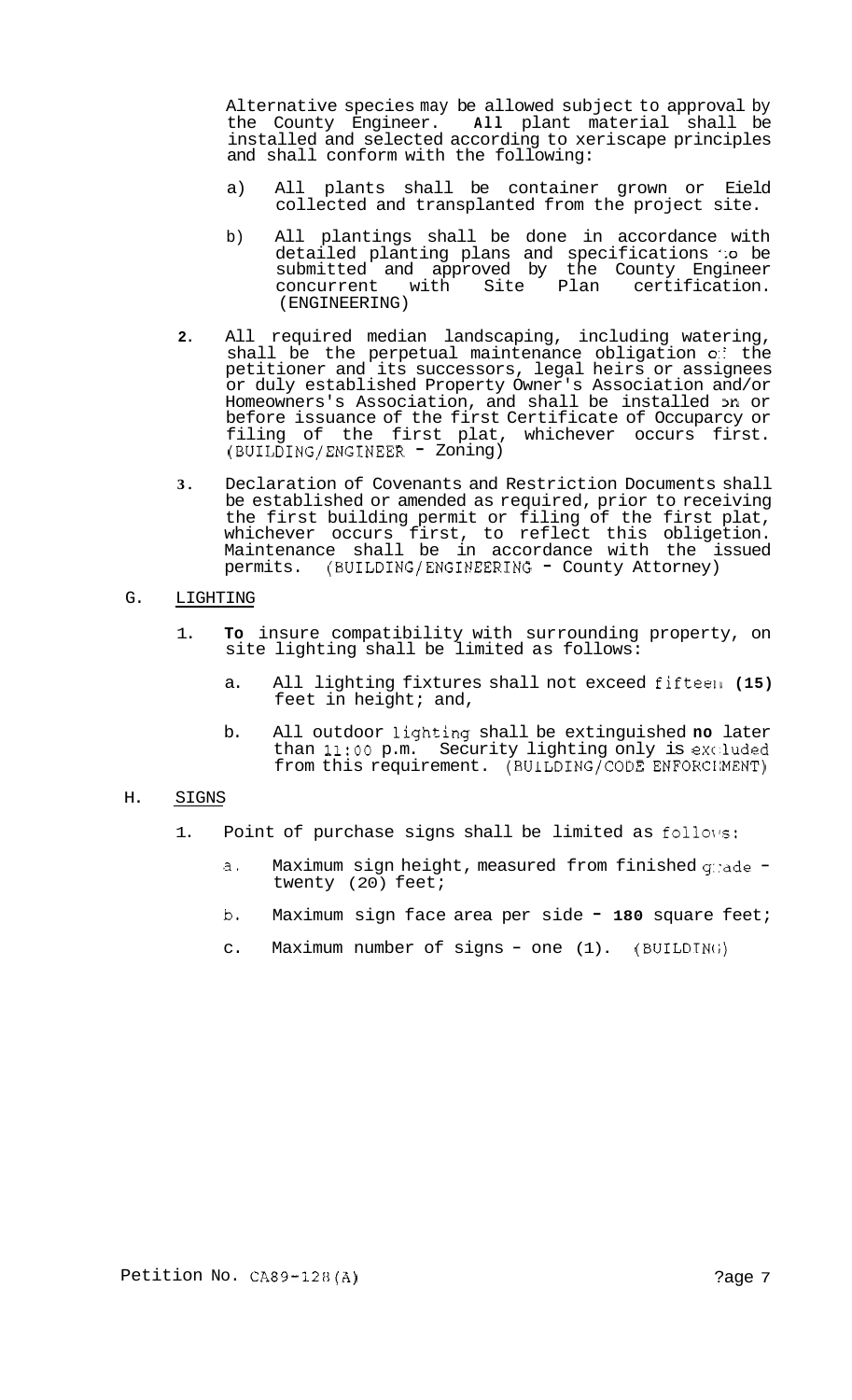Alternative species may be allowed subject to approval by the County Engineer. **All** plant material shall be installed and selected according to xeriscape principles and shall conform with the following:

a) All plants shall be container grown or Eield collected and transplanted from the project site.

b) All plantings shall be done in accordance with detailed planting plans and specifications to be submitted and approved by the County Engineer concurrent with Site Plan certification. (ENGINEERING)

2. All required median landscaping, including watering, shall be the perpetual maintenance obligation of the petitioner and its successors, legal heirs or assignees or duly established Property Owner's Association and/or Homeowners's Association, and shall be installed on or before issuance of the first Certificate of Occupancy or filing of the first plat, whichever occurs first. (BUILDING/ENGINEER - Zoning)

3. Declaration of Covenants and Restriction Documents shall be established or amended as required, prior to receiving the first building permit or filing of the first plat, whichever occurs first, to reflect this obligetion. Maintenance shall be in accordance with the issued permits. (BUILDING/ENGINEERING - County Attorney)

G. <u>LIGHTING</u>

1. **To** insure compatibility with surrounding property, on site lighting shall be limited as follows:

   a. All lighting fixtures shall not exceed fifteen **(15)** feet in height; and,

   b. All outdoor lighting shall be extinguished **no** later than 11:00 p.m. Security lighting only is excluded from this requirement. (BUILDING/CODE ENFORCEMENT)

H. <u>SIGNS</u>

1. Point of purchase signs shall be limited as follows:

   a. Maximum sign height, measured from finished grade - twenty (20) feet;

   b. Maximum sign face area per side - **180** square feet;

   c. Maximum number of signs - one (1). (BUILDING)

Petition No. CA89-128(A)